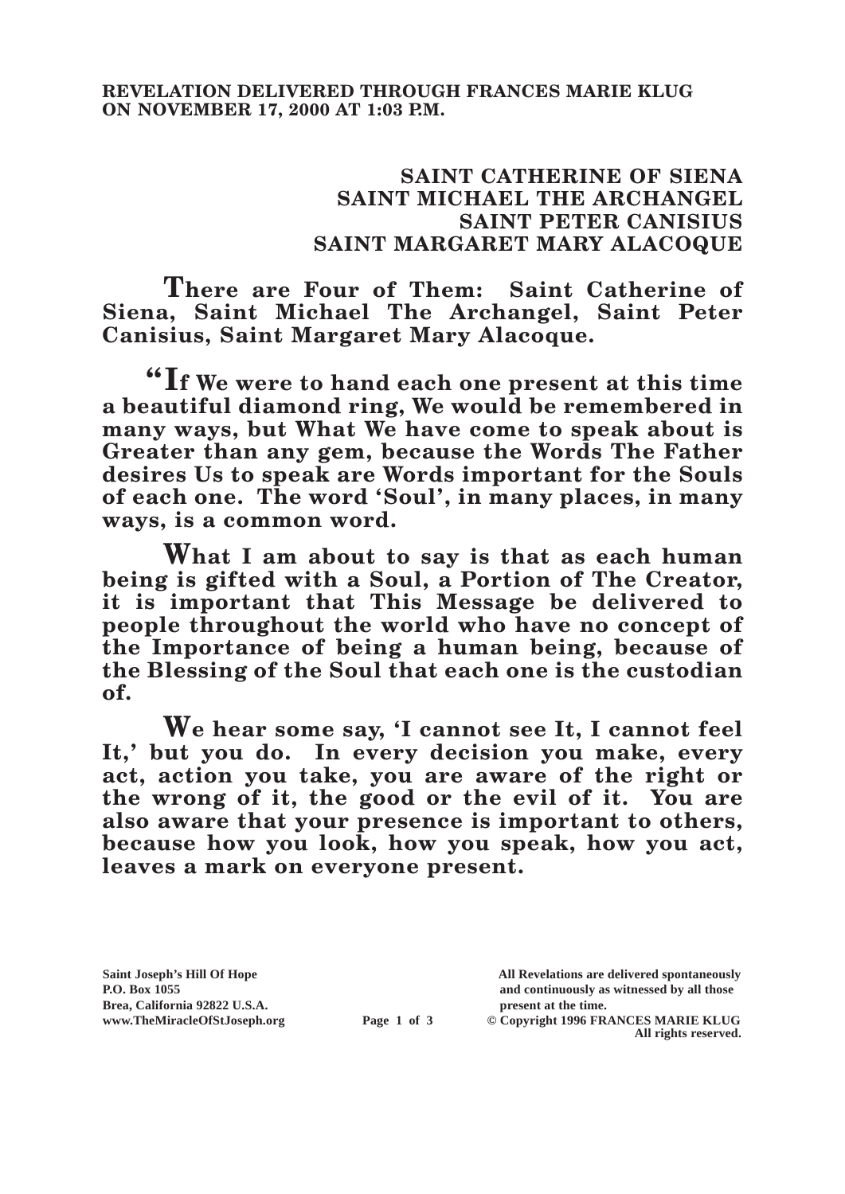**REVELATION DELIVERED THROUGH FRANCES MARIE KLUG ON NOVEMBER 17, 2000 AT 1:03 P.M.**

**SAINT CATHERINE OF SIENA**
**SAINT MICHAEL THE ARCHANGEL**
**SAINT PETER CANISIUS**
**SAINT MARGARET MARY ALACOQUE**

**There are Four of Them: Saint Catherine of Siena, Saint Michael The Archangel, Saint Peter Canisius, Saint Margaret Mary Alacoque.**

**"If We were to hand each one present at this time a beautiful diamond ring, We would be remembered in many ways, but What We have come to speak about is Greater than any gem, because the Words The Father desires Us to speak are Words important for the Souls of each one. The word 'Soul', in many places, in many ways, is a common word.**

**What I am about to say is that as each human being is gifted with a Soul, a Portion of The Creator, it is important that This Message be delivered to people throughout the world who have no concept of the Importance of being a human being, because of the Blessing of the Soul that each one is the custodian of.**

**We hear some say, 'I cannot see It, I cannot feel It,' but you do. In every decision you make, every act, action you take, you are aware of the right or the wrong of it, the good or the evil of it. You are also aware that your presence is important to others, because how you look, how you speak, how you act, leaves a mark on everyone present.**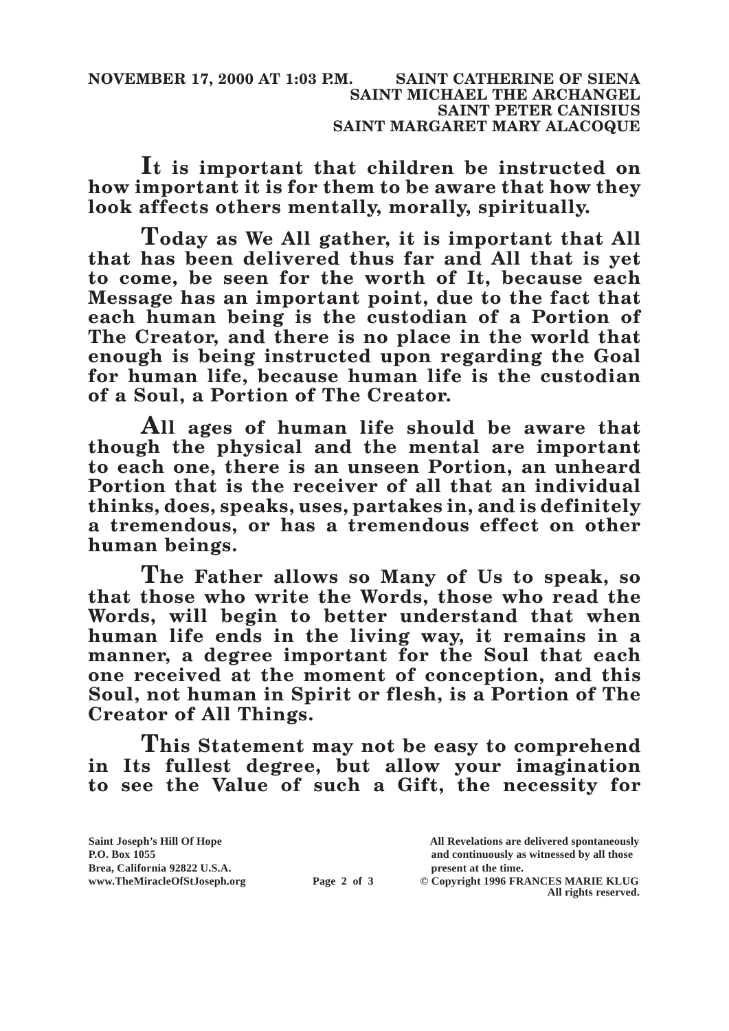**NOVEMBER 17, 2000 AT 1:03 P.M. SAINT CATHERINE OF SIENA**
**SAINT MICHAEL THE ARCHANGEL**
**SAINT PETER CANISIUS**
**SAINT MARGARET MARY ALACOQUE**

**It is important that children be instructed on how important it is for them to be aware that how they look affects others mentally, morally, spiritually.**

**Today as We All gather, it is important that All that has been delivered thus far and All that is yet to come, be seen for the worth of It, because each Message has an important point, due to the fact that each human being is the custodian of a Portion of The Creator, and there is no place in the world that enough is being instructed upon regarding the Goal for human life, because human life is the custodian of a Soul, a Portion of The Creator.**

**All ages of human life should be aware that though the physical and the mental are important to each one, there is an unseen Portion, an unheard Portion that is the receiver of all that an individual thinks, does, speaks, uses, partakes in, and is definitely a tremendous, or has a tremendous effect on other human beings.**

**The Father allows so Many of Us to speak, so that those who write the Words, those who read the Words, will begin to better understand that when human life ends in the living way, it remains in a manner, a degree important for the Soul that each one received at the moment of conception, and this Soul, not human in Spirit or flesh, is a Portion of The Creator of All Things.**

**This Statement may not be easy to comprehend in Its fullest degree, but allow your imagination to see the Value of such a Gift, the necessity for**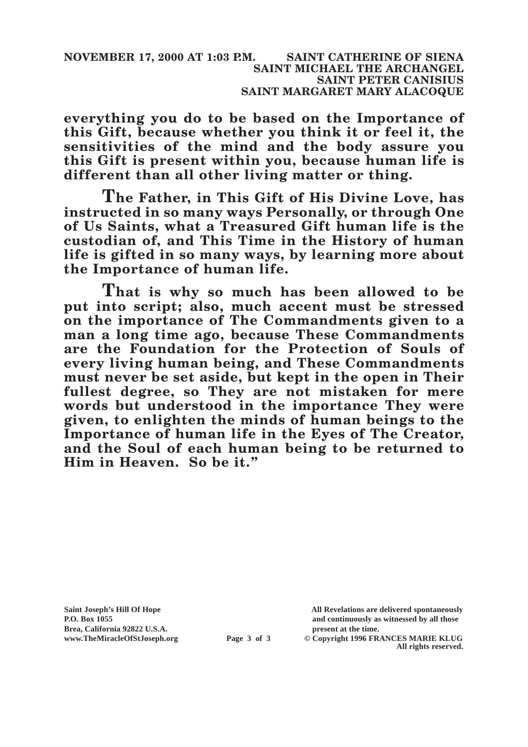**everything you do to be based on the Importance of this Gift, because whether you think it or feel it, the sensitivities of the mind and the body assure you this Gift is present within you, because human life is different than all other living matter or thing.**

**The Father, in This Gift of His Divine Love, has instructed in so many ways Personally, or through One of Us Saints, what a Treasured Gift human life is the custodian of, and This Time in the History of human life is gifted in so many ways, by learning more about the Importance of human life.**

**That is why so much has been allowed to be put into script; also, much accent must be stressed on the importance of The Commandments given to a man a long time ago, because These Commandments are the Foundation for the Protection of Souls of every living human being, and These Commandments must never be set aside, but kept in the open in Their fullest degree, so They are not mistaken for mere words but understood in the importance They were given, to enlighten the minds of human beings to the Importance of human life in the Eyes of The Creator, and the Soul of each human being to be returned to Him in Heaven. So be it."**